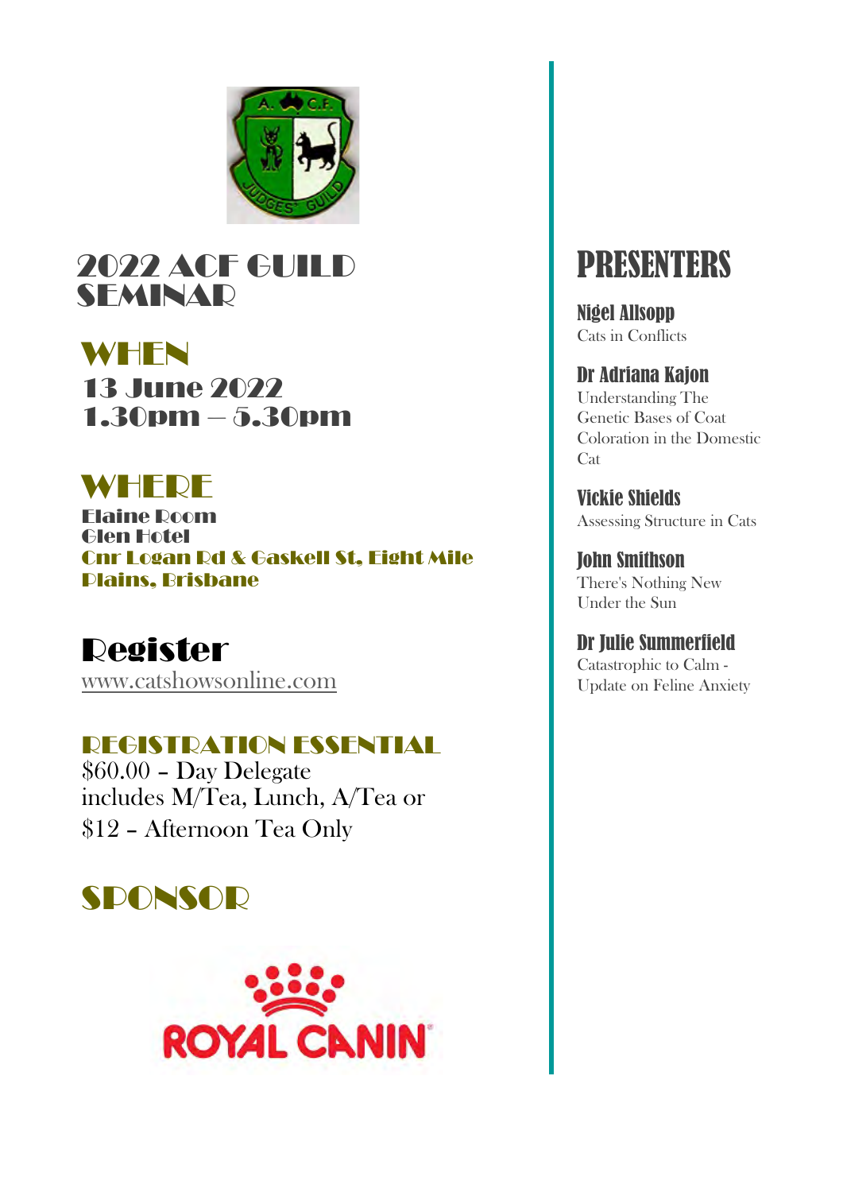# 2022 ACF GUILD SEMINAR

## WHEN

**13 June 2022**
**1.30pm – 5.30pm**

## WHERE

**Elaine Room**
**Glen Hotel**
**Cnr Logan Rd & Gaskell St, Eight Mile Plains, Brisbane**

## Register

www.catshowsonline.com

## REGISTRATION ESSENTIAL

$60.00 – Day Delegate
includes M/Tea, Lunch, A/Tea or
$12 – Afternoon Tea Only

## SPONSOR

# PRESENTERS

**Nigel Allsopp**
Cats in Conflicts

**Dr Adriana Kajon**
Understanding The Genetic Bases of Coat Coloration in the Domestic Cat

**Vickie Shields**
Assessing Structure in Cats

**John Smithson**
There's Nothing New Under the Sun

**Dr Julie Summerfield**
Catastrophic to Calm - Update on Feline Anxiety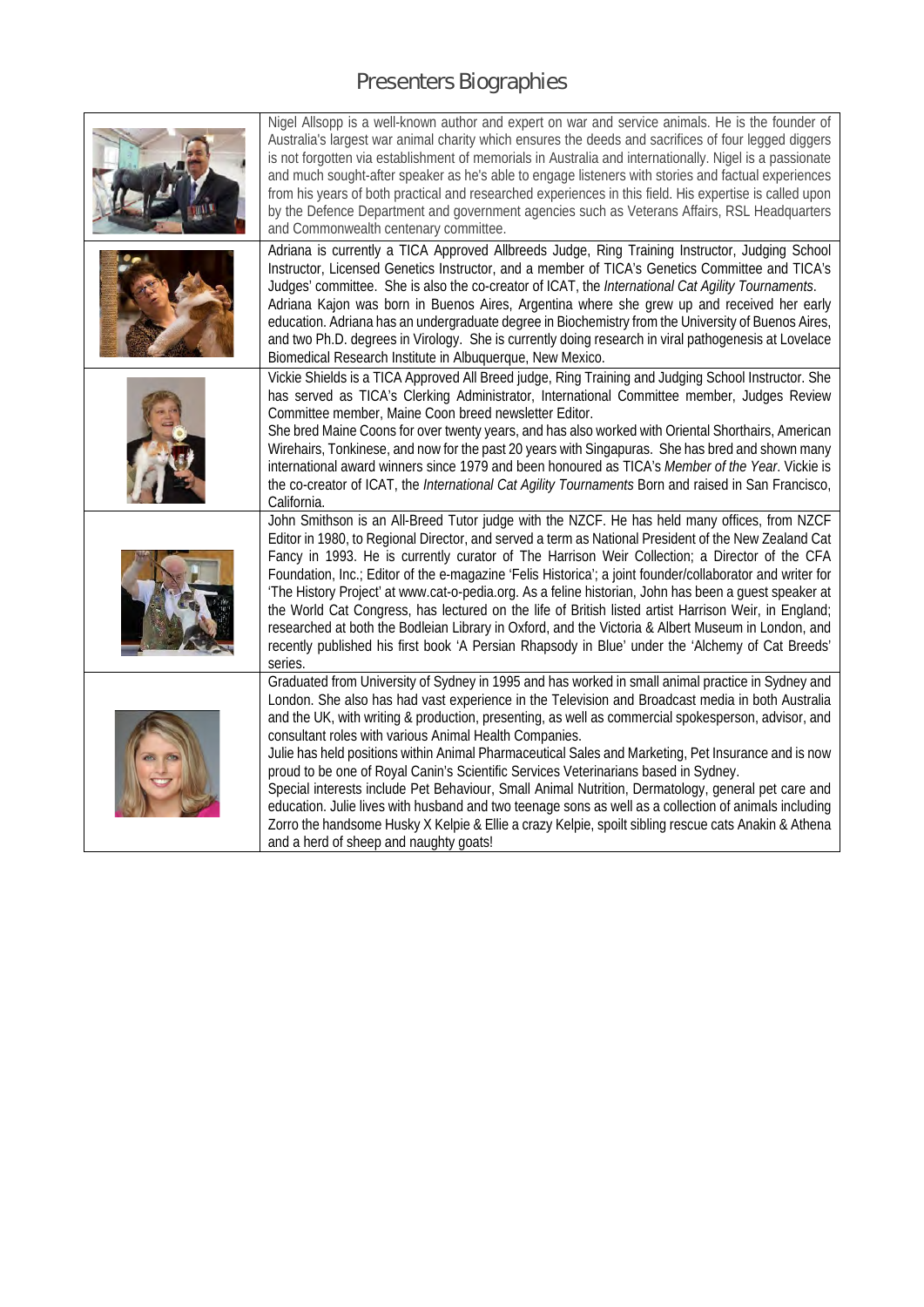# Presenters Biographies

| | |
|---|---|
| | Nigel Allsopp is a well-known author and expert on war and service animals. He is the founder of Australia's largest war animal charity which ensures the deeds and sacrifices of four legged diggers is not forgotten via establishment of memorials in Australia and internationally. Nigel is a passionate and much sought-after speaker as he's able to engage listeners with stories and factual experiences from his years of both practical and researched experiences in this field. His expertise is called upon by the Defence Department and government agencies such as Veterans Affairs, RSL Headquarters and Commonwealth centenary committee. |
| | Adriana is currently a TICA Approved Allbreeds Judge, Ring Training Instructor, Judging School Instructor, Licensed Genetics Instructor, and a member of TICA's Genetics Committee and TICA's Judges' committee. She is also the co-creator of ICAT, the *International Cat Agility Tournaments*. Adriana Kajon was born in Buenos Aires, Argentina where she grew up and received her early education. Adriana has an undergraduate degree in Biochemistry from the University of Buenos Aires, and two Ph.D. degrees in Virology. She is currently doing research in viral pathogenesis at Lovelace Biomedical Research Institute in Albuquerque, New Mexico. |
| | Vickie Shields is a TICA Approved All Breed judge, Ring Training and Judging School Instructor. She has served as TICA's Clerking Administrator, International Committee member, Judges Review Committee member, Maine Coon breed newsletter Editor. She bred Maine Coons for over twenty years, and has also worked with Oriental Shorthairs, American Wirehairs, Tonkinese, and now for the past 20 years with Singapuras. She has bred and shown many international award winners since 1979 and been honoured as TICA's *Member of the Year*. Vickie is the co-creator of ICAT, the *International Cat Agility Tournaments* Born and raised in San Francisco, California. |
| | John Smithson is an All-Breed Tutor judge with the NZCF. He has held many offices, from NZCF Editor in 1980, to Regional Director, and served a term as National President of the New Zealand Cat Fancy in 1993. He is currently curator of The Harrison Weir Collection; a Director of the CFA Foundation, Inc.; Editor of the e-magazine 'Felis Historica'; a joint founder/collaborator and writer for 'The History Project' at www.cat-o-pedia.org. As a feline historian, John has been a guest speaker at the World Cat Congress, has lectured on the life of British listed artist Harrison Weir, in England; researched at both the Bodleian Library in Oxford, and the Victoria & Albert Museum in London, and recently published his first book 'A Persian Rhapsody in Blue' under the 'Alchemy of Cat Breeds' series. |
| | Graduated from University of Sydney in 1995 and has worked in small animal practice in Sydney and London. She also has had vast experience in the Television and Broadcast media in both Australia and the UK, with writing & production, presenting, as well as commercial spokesperson, advisor, and consultant roles with various Animal Health Companies. Julie has held positions within Animal Pharmaceutical Sales and Marketing, Pet Insurance and is now proud to be one of Royal Canin's Scientific Services Veterinarians based in Sydney. Special interests include Pet Behaviour, Small Animal Nutrition, Dermatology, general pet care and education. Julie lives with husband and two teenage sons as well as a collection of animals including Zorro the handsome Husky X Kelpie & Ellie a crazy Kelpie, spoilt sibling rescue cats Anakin & Athena and a herd of sheep and naughty goats! |